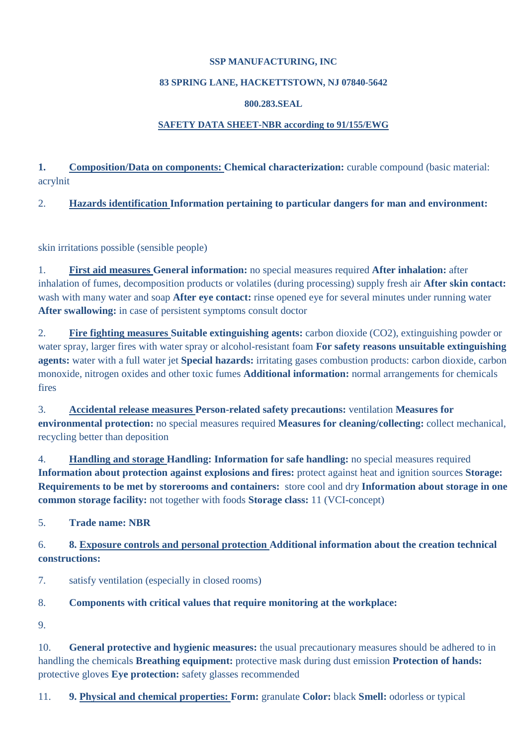**SSP MANUFACTURING, INC**

**83 SPRING LANE, HACKETTSTOWN, NJ 07840-5642**

**800.283.SEAL**

**SAFETY DATA SHEET-NBR according to 91/155/EWG**

1. **Composition/Data on components: Chemical characterization:** curable compound (basic material: acrylnit

2. **Hazards identification Information pertaining to particular dangers for man and environment:**

skin irritations possible (sensible people)

1. **First aid measures General information:** no special measures required **After inhalation:** after inhalation of fumes, decomposition products or volatiles (during processing) supply fresh air **After skin contact:** wash with many water and soap **After eye contact:** rinse opened eye for several minutes under running water **After swallowing:** in case of persistent symptoms consult doctor

2. **Fire fighting measures Suitable extinguishing agents:** carbon dioxide ($CO_2$), extinguishing powder or water spray, larger fires with water spray or alcohol-resistant foam **For safety reasons unsuitable extinguishing agents:** water with a full water jet **Special hazards:** irritating gases combustion products: carbon dioxide, carbon monoxide, nitrogen oxides and other toxic fumes **Additional information:** normal arrangements for chemicals fires

3. **Accidental release measures Person-related safety precautions:** ventilation **Measures for environmental protection:** no special measures required **Measures for cleaning/collecting:** collect mechanical, recycling better than deposition

4. **Handling and storage Handling: Information for safe handling:** no special measures required **Information about protection against explosions and fires:** protect against heat and ignition sources **Storage: Requirements to be met by storerooms and containers:** store cool and dry **Information about storage in one common storage facility:** not together with foods **Storage class:** 11 (VCI-concept)

5. **Trade name: NBR**

6. **8. Exposure controls and personal protection Additional information about the creation technical constructions:**

7. satisfy ventilation (especially in closed rooms)

8. **Components with critical values that require monitoring at the workplace:**

9.

10. **General protective and hygienic measures:** the usual precautionary measures should be adhered to in handling the chemicals **Breathing equipment:** protective mask during dust emission **Protection of hands:** protective gloves **Eye protection:** safety glasses recommended

11. **9. Physical and chemical properties: Form:** granulate **Color:** black **Smell:** odorless or typical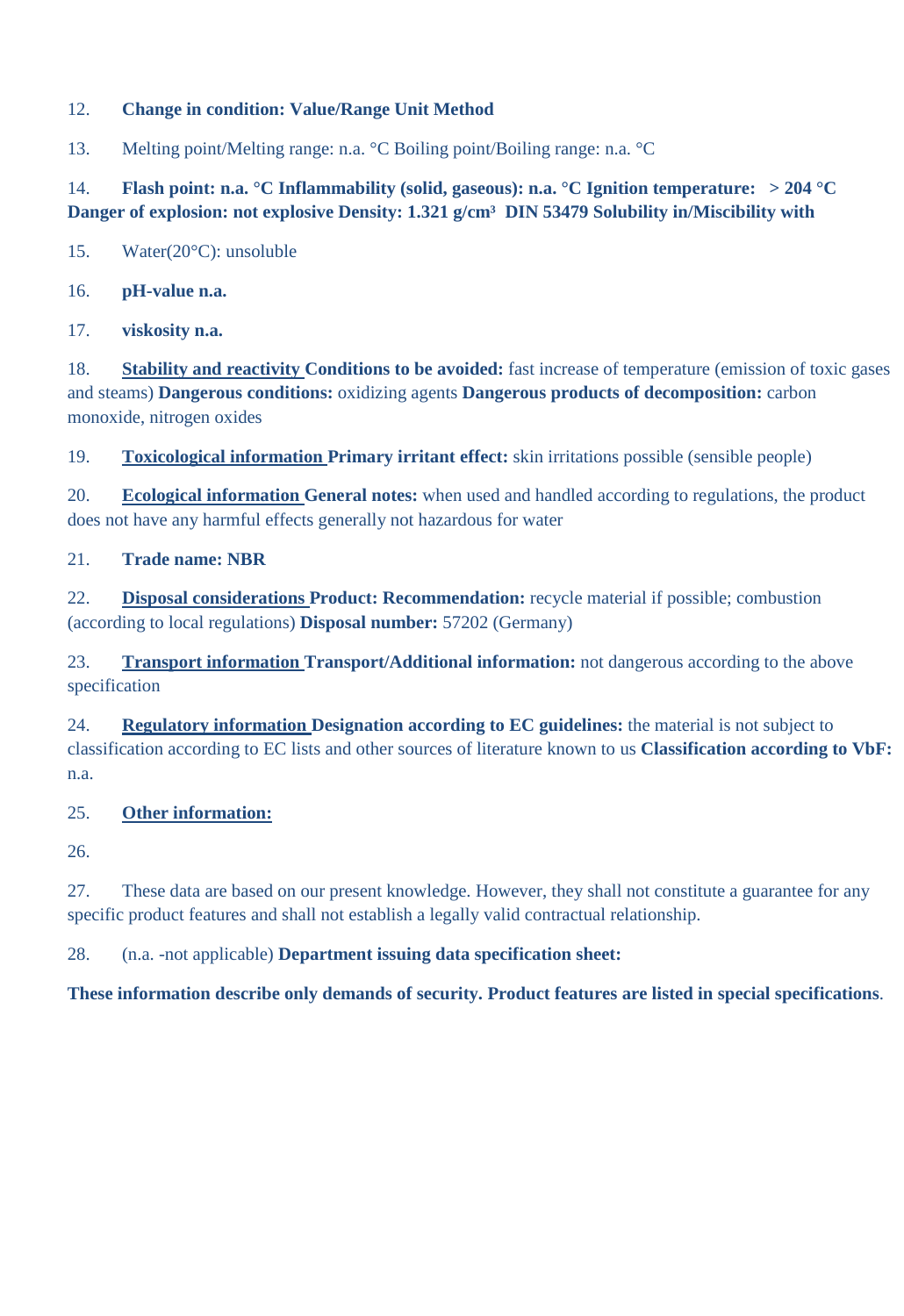12. **Change in condition: Value/Range Unit Method**

13. Melting point/Melting range: n.a. °C Boiling point/Boiling range: n.a. °C

14. **Flash point: n.a. °C Inflammability (solid, gaseous): n.a. °C Ignition temperature: > 204 °C Danger of explosion: not explosive Density: 1.321 g/cm³ DIN 53479 Solubility in/Miscibility with**

15. Water(20°C): unsoluble

16. **pH-value n.a.**

17. **viskosity n.a.**

18. **Stability and reactivity Conditions to be avoided:** fast increase of temperature (emission of toxic gases and steams) **Dangerous conditions:** oxidizing agents **Dangerous products of decomposition:** carbon monoxide, nitrogen oxides

19. **Toxicological information Primary irritant effect:** skin irritations possible (sensible people)

20. **Ecological information General notes:** when used and handled according to regulations, the product does not have any harmful effects generally not hazardous for water

21. **Trade name: NBR**

22. **Disposal considerations Product: Recommendation:** recycle material if possible; combustion (according to local regulations) **Disposal number:** 57202 (Germany)

23. **Transport information Transport/Additional information:** not dangerous according to the above specification

24. **Regulatory information Designation according to EC guidelines:** the material is not subject to classification according to EC lists and other sources of literature known to us **Classification according to VbF:** n.a.

25. **Other information:**

26.

27. These data are based on our present knowledge. However, they shall not constitute a guarantee for any specific product features and shall not establish a legally valid contractual relationship.

28. (n.a. -not applicable) **Department issuing data specification sheet:**

**These information describe only demands of security. Product features are listed in special specifications**.